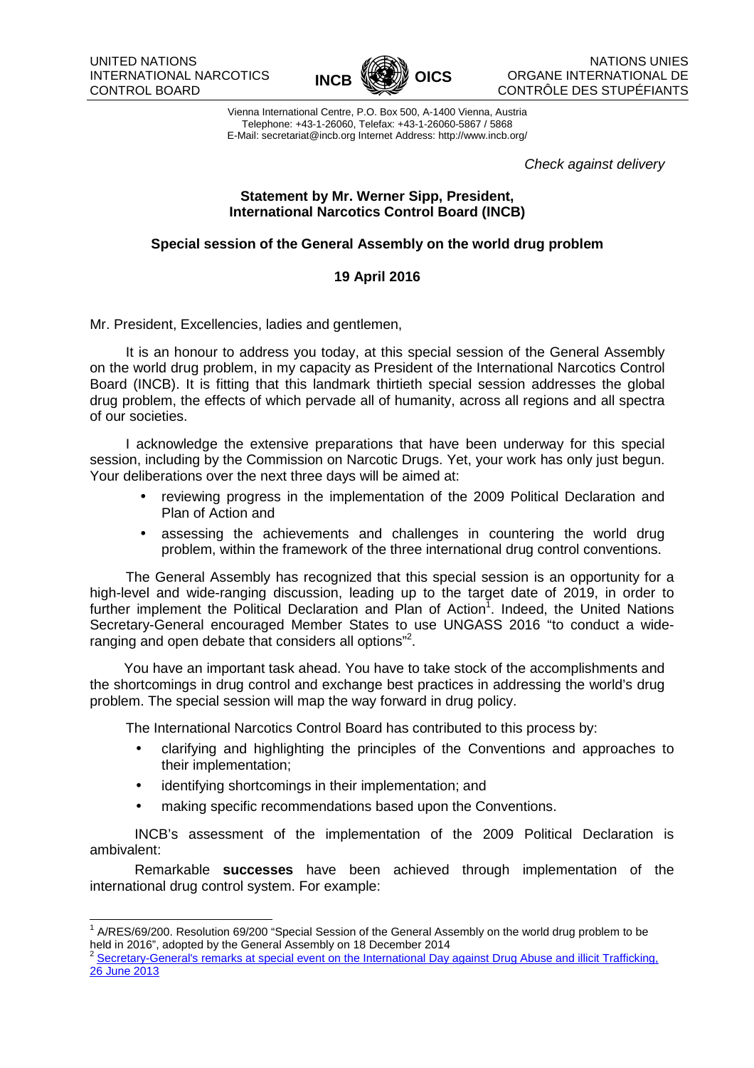UNITED NATIONS
INTERNATIONAL NARCOTICS CONTROL BOARD

**INCB** **OICS**

NATIONS UNIES
ORGANE INTERNATIONAL DE CONTRÔLE DES STUPÉFIANTS

Vienna International Centre, P.O. Box 500, A-1400 Vienna, Austria
Telephone: +43-1-26060, Telefax: +43-1-26060-5867 / 5868
E-Mail: secretariat@incb.org Internet Address: http://www.incb.org/

*Check against delivery*

**Statement by Mr. Werner Sipp, President, International Narcotics Control Board (INCB)**

**Special session of the General Assembly on the world drug problem**

**19 April 2016**

Mr. President, Excellencies, ladies and gentlemen,

It is an honour to address you today, at this special session of the General Assembly on the world drug problem, in my capacity as President of the International Narcotics Control Board (INCB). It is fitting that this landmark thirtieth special session addresses the global drug problem, the effects of which pervade all of humanity, across all regions and all spectra of our societies.

I acknowledge the extensive preparations that have been underway for this special session, including by the Commission on Narcotic Drugs. Yet, your work has only just begun. Your deliberations over the next three days will be aimed at:

- reviewing progress in the implementation of the 2009 Political Declaration and Plan of Action and
- assessing the achievements and challenges in countering the world drug problem, within the framework of the three international drug control conventions.

The General Assembly has recognized that this special session is an opportunity for a high-level and wide-ranging discussion, leading up to the target date of 2019, in order to further implement the Political Declaration and Plan of Action[1]. Indeed, the United Nations Secretary-General encouraged Member States to use UNGASS 2016 "to conduct a wide-ranging and open debate that considers all options"[2].

You have an important task ahead. You have to take stock of the accomplishments and the shortcomings in drug control and exchange best practices in addressing the world's drug problem. The special session will map the way forward in drug policy.

The International Narcotics Control Board has contributed to this process by:

- clarifying and highlighting the principles of the Conventions and approaches to their implementation;
- identifying shortcomings in their implementation; and
- making specific recommendations based upon the Conventions.

INCB's assessment of the implementation of the 2009 Political Declaration is ambivalent:

Remarkable **successes** have been achieved through implementation of the international drug control system. For example:

---

[1] A/RES/69/200. Resolution 69/200 "Special Session of the General Assembly on the world drug problem to be held in 2016", adopted by the General Assembly on 18 December 2014

[2] Secretary-General's remarks at special event on the International Day against Drug Abuse and illicit Trafficking, 26 June 2013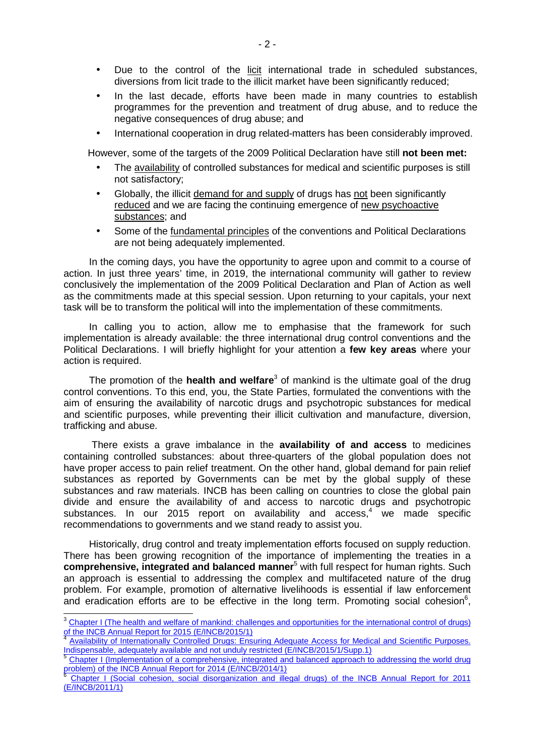- Due to the control of the licit international trade in scheduled substances, diversions from licit trade to the illicit market have been significantly reduced;
- In the last decade, efforts have been made in many countries to establish programmes for the prevention and treatment of drug abuse, and to reduce the negative consequences of drug abuse; and
- International cooperation in drug related-matters has been considerably improved.

However, some of the targets of the 2009 Political Declaration have still **not been met:**

- The availability of controlled substances for medical and scientific purposes is still not satisfactory;
- Globally, the illicit demand for and supply of drugs has not been significantly reduced and we are facing the continuing emergence of new psychoactive substances; and
- Some of the fundamental principles of the conventions and Political Declarations are not being adequately implemented.

In the coming days, you have the opportunity to agree upon and commit to a course of action. In just three years' time, in 2019, the international community will gather to review conclusively the implementation of the 2009 Political Declaration and Plan of Action as well as the commitments made at this special session. Upon returning to your capitals, your next task will be to transform the political will into the implementation of these commitments.

In calling you to action, allow me to emphasise that the framework for such implementation is already available: the three international drug control conventions and the Political Declarations. I will briefly highlight for your attention a **few key areas** where your action is required.

The promotion of the **health and welfare**[3] of mankind is the ultimate goal of the drug control conventions. To this end, you, the State Parties, formulated the conventions with the aim of ensuring the availability of narcotic drugs and psychotropic substances for medical and scientific purposes, while preventing their illicit cultivation and manufacture, diversion, trafficking and abuse.

There exists a grave imbalance in the **availability of and access** to medicines containing controlled substances: about three-quarters of the global population does not have proper access to pain relief treatment. On the other hand, global demand for pain relief substances as reported by Governments can be met by the global supply of these substances and raw materials. INCB has been calling on countries to close the global pain divide and ensure the availability of and access to narcotic drugs and psychotropic substances. In our 2015 report on availability and access,[4] we made specific recommendations to governments and we stand ready to assist you.

Historically, drug control and treaty implementation efforts focused on supply reduction. There has been growing recognition of the importance of implementing the treaties in a **comprehensive, integrated and balanced manner**[5] with full respect for human rights. Such an approach is essential to addressing the complex and multifaceted nature of the drug problem. For example, promotion of alternative livelihoods is essential if law enforcement and eradication efforts are to be effective in the long term. Promoting social cohesion[6],

---

[3] Chapter I (The health and welfare of mankind: challenges and opportunities for the international control of drugs) of the INCB Annual Report for 2015 (E/INCB/2015/1)

[4] Availability of Internationally Controlled Drugs: Ensuring Adequate Access for Medical and Scientific Purposes. Indispensable, adequately available and not unduly restricted (E/INCB/2015/1/Supp.1)

[5] Chapter I (Implementation of a comprehensive, integrated and balanced approach to addressing the world drug problem) of the INCB Annual Report for 2014 (E/INCB/2014/1)

[6] Chapter I (Social cohesion, social disorganization and illegal drugs) of the INCB Annual Report for 2011 (E/INCB/2011/1)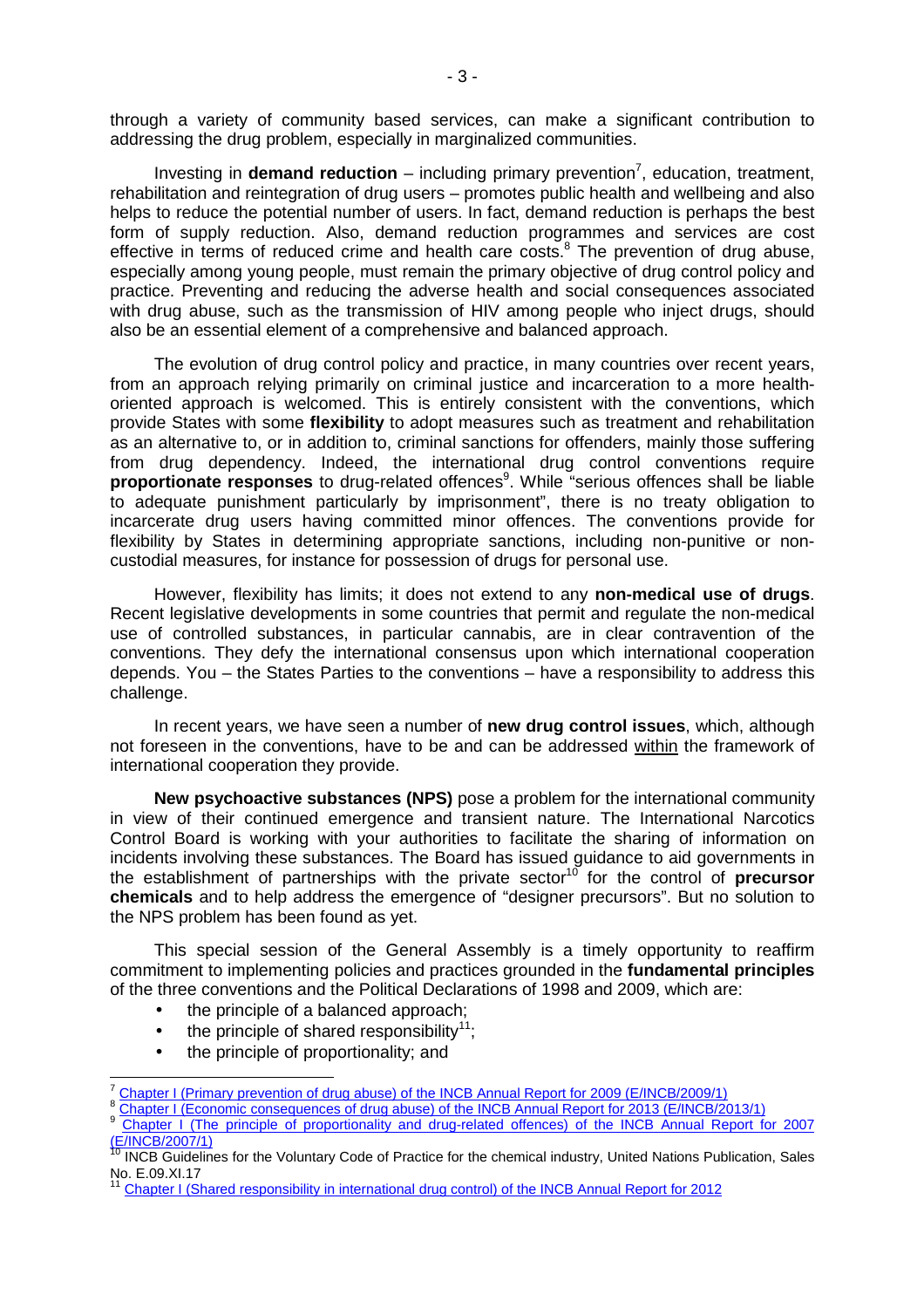through a variety of community based services, can make a significant contribution to addressing the drug problem, especially in marginalized communities.

Investing in **demand reduction** – including primary prevention[7], education, treatment, rehabilitation and reintegration of drug users – promotes public health and wellbeing and also helps to reduce the potential number of users. In fact, demand reduction is perhaps the best form of supply reduction. Also, demand reduction programmes and services are cost effective in terms of reduced crime and health care costs.[8] The prevention of drug abuse, especially among young people, must remain the primary objective of drug control policy and practice. Preventing and reducing the adverse health and social consequences associated with drug abuse, such as the transmission of HIV among people who inject drugs, should also be an essential element of a comprehensive and balanced approach.

The evolution of drug control policy and practice, in many countries over recent years, from an approach relying primarily on criminal justice and incarceration to a more health-oriented approach is welcomed. This is entirely consistent with the conventions, which provide States with some **flexibility** to adopt measures such as treatment and rehabilitation as an alternative to, or in addition to, criminal sanctions for offenders, mainly those suffering from drug dependency. Indeed, the international drug control conventions require **proportionate responses** to drug-related offences[9]. While "serious offences shall be liable to adequate punishment particularly by imprisonment", there is no treaty obligation to incarcerate drug users having committed minor offences. The conventions provide for flexibility by States in determining appropriate sanctions, including non-punitive or non-custodial measures, for instance for possession of drugs for personal use.

However, flexibility has limits; it does not extend to any **non-medical use of drugs**. Recent legislative developments in some countries that permit and regulate the non-medical use of controlled substances, in particular cannabis, are in clear contravention of the conventions. They defy the international consensus upon which international cooperation depends. You – the States Parties to the conventions – have a responsibility to address this challenge.

In recent years, we have seen a number of **new drug control issues**, which, although not foreseen in the conventions, have to be and can be addressed within the framework of international cooperation they provide.

**New psychoactive substances (NPS)** pose a problem for the international community in view of their continued emergence and transient nature. The International Narcotics Control Board is working with your authorities to facilitate the sharing of information on incidents involving these substances. The Board has issued guidance to aid governments in the establishment of partnerships with the private sector[10] for the control of **precursor chemicals** and to help address the emergence of "designer precursors". But no solution to the NPS problem has been found as yet.

This special session of the General Assembly is a timely opportunity to reaffirm commitment to implementing policies and practices grounded in the **fundamental principles** of the three conventions and the Political Declarations of 1998 and 2009, which are:

- the principle of a balanced approach;
- the principle of shared responsibility[11];
- the principle of proportionality; and

---

[7] Chapter I (Primary prevention of drug abuse) of the INCB Annual Report for 2009 (E/INCB/2009/1)

[8] Chapter I (Economic consequences of drug abuse) of the INCB Annual Report for 2013 (E/INCB/2013/1)

[9] Chapter I (The principle of proportionality and drug-related offences) of the INCB Annual Report for 2007 (E/INCB/2007/1)

[10] INCB Guidelines for the Voluntary Code of Practice for the chemical industry, United Nations Publication, Sales No. E.09.XI.17

[11] Chapter I (Shared responsibility in international drug control) of the INCB Annual Report for 2012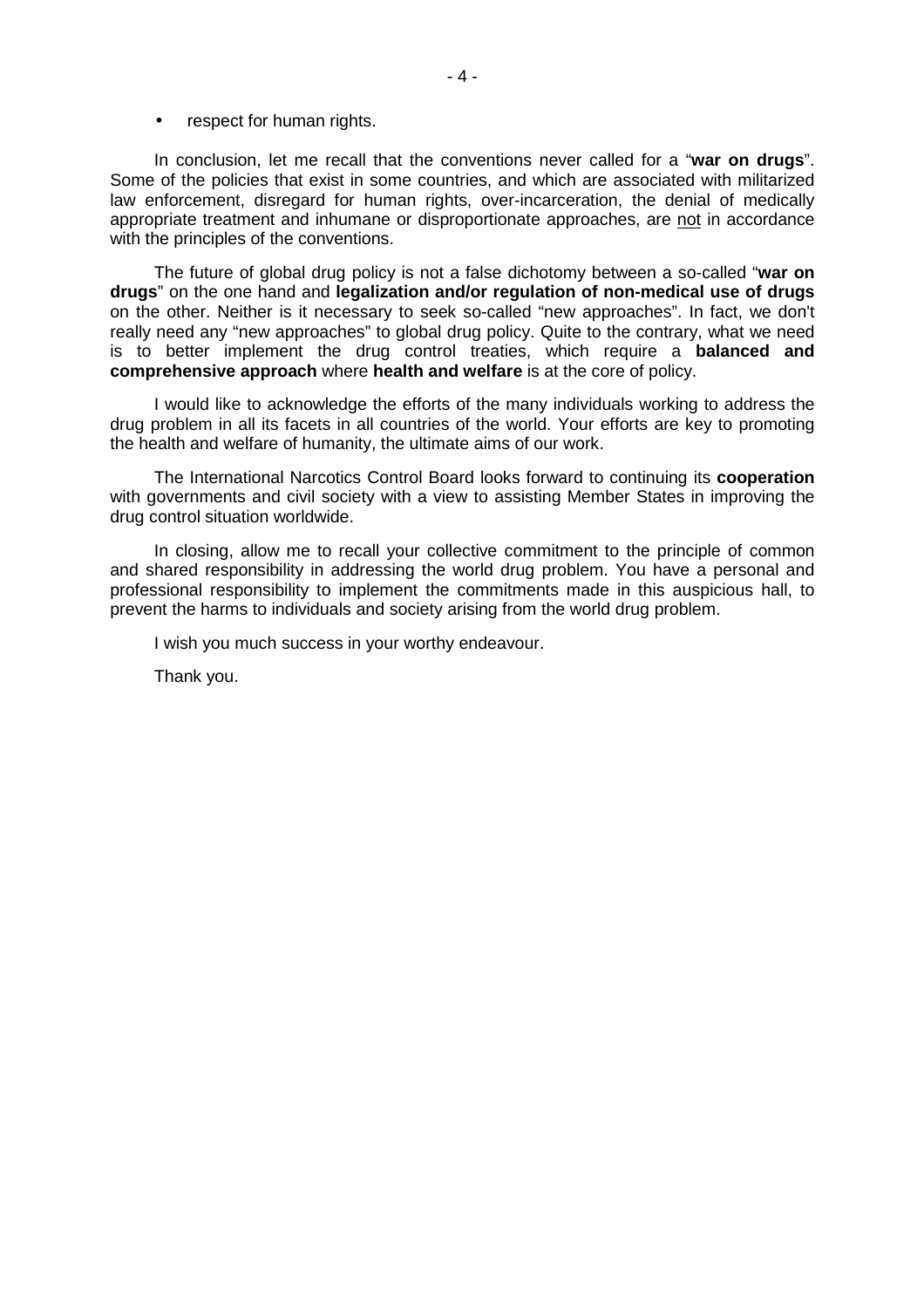- respect for human rights.

In conclusion, let me recall that the conventions never called for a "**war on drugs**". Some of the policies that exist in some countries, and which are associated with militarized law enforcement, disregard for human rights, over-incarceration, the denial of medically appropriate treatment and inhumane or disproportionate approaches, are <u>not</u> in accordance with the principles of the conventions.

The future of global drug policy is not a false dichotomy between a so-called "**war on drugs**" on the one hand and **legalization and/or regulation of non-medical use of drugs** on the other. Neither is it necessary to seek so-called "new approaches". In fact, we don't really need any "new approaches" to global drug policy. Quite to the contrary, what we need is to better implement the drug control treaties, which require a **balanced and comprehensive approach** where **health and welfare** is at the core of policy.

I would like to acknowledge the efforts of the many individuals working to address the drug problem in all its facets in all countries of the world. Your efforts are key to promoting the health and welfare of humanity, the ultimate aims of our work.

The International Narcotics Control Board looks forward to continuing its **cooperation** with governments and civil society with a view to assisting Member States in improving the drug control situation worldwide.

In closing, allow me to recall your collective commitment to the principle of common and shared responsibility in addressing the world drug problem. You have a personal and professional responsibility to implement the commitments made in this auspicious hall, to prevent the harms to individuals and society arising from the world drug problem.

I wish you much success in your worthy endeavour.

Thank you.